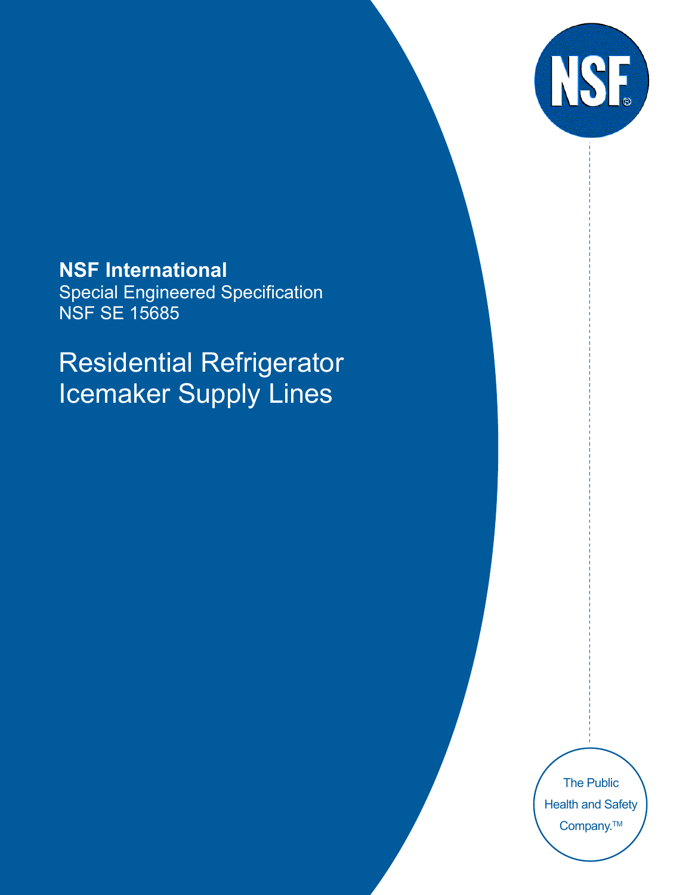**NSF International**

Special Engineered Specification
NSF SE 15685

# Residential Refrigerator Icemaker Supply Lines

The Public Health and Safety Company.™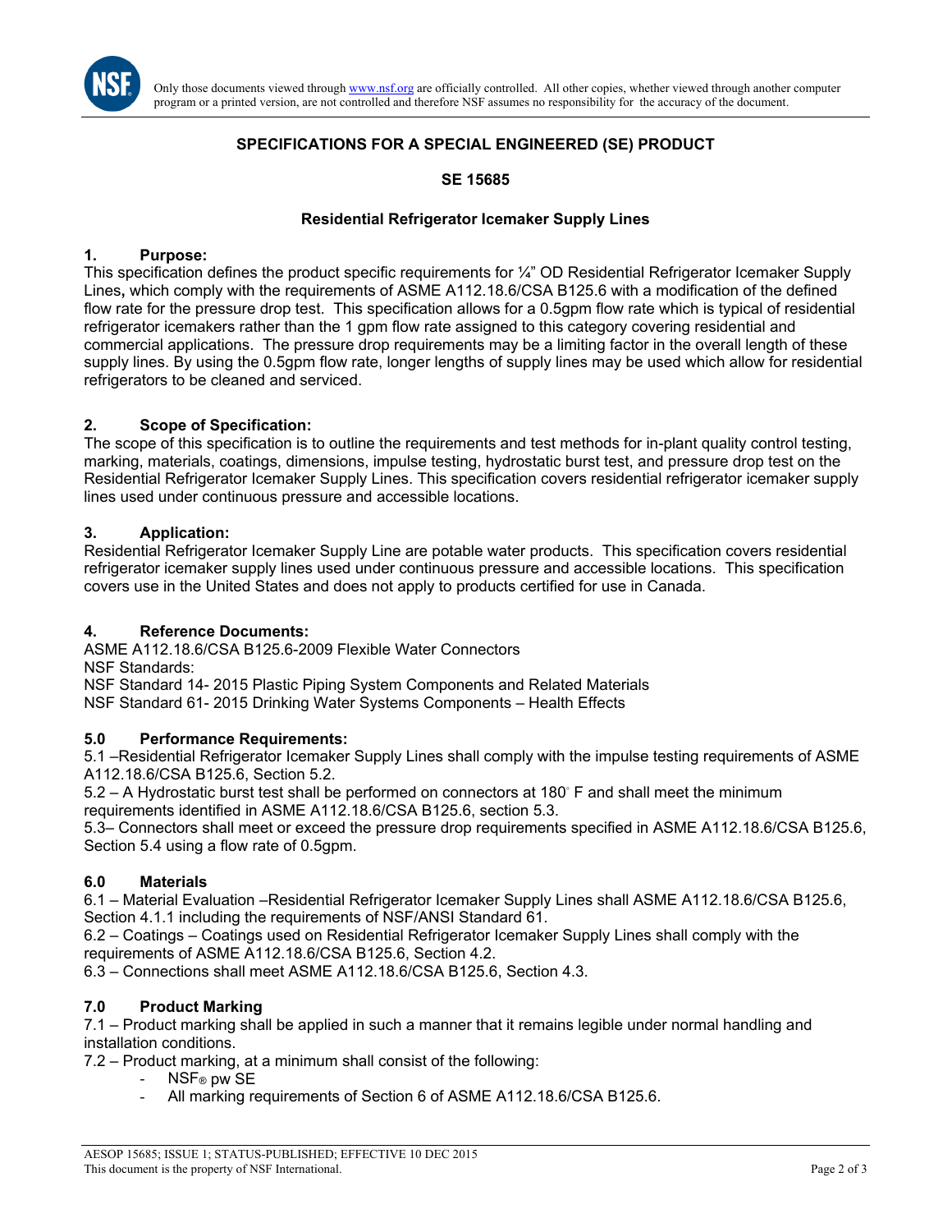Only those documents viewed through www.nsf.org are officially controlled. All other copies, whether viewed through another computer program or a printed version, are not controlled and therefore NSF assumes no responsibility for the accuracy of the document.

## SPECIFICATIONS FOR A SPECIAL ENGINEERED (SE) PRODUCT

## SE 15685

## Residential Refrigerator Icemaker Supply Lines

### 1. Purpose:

This specification defines the product specific requirements for ¼" OD Residential Refrigerator Icemaker Supply Lines**,** which comply with the requirements of ASME A112.18.6/CSA B125.6 with a modification of the defined flow rate for the pressure drop test. This specification allows for a 0.5gpm flow rate which is typical of residential refrigerator icemakers rather than the 1 gpm flow rate assigned to this category covering residential and commercial applications. The pressure drop requirements may be a limiting factor in the overall length of these supply lines. By using the 0.5gpm flow rate, longer lengths of supply lines may be used which allow for residential refrigerators to be cleaned and serviced.

### 2. Scope of Specification:

The scope of this specification is to outline the requirements and test methods for in-plant quality control testing, marking, materials, coatings, dimensions, impulse testing, hydrostatic burst test, and pressure drop test on the Residential Refrigerator Icemaker Supply Lines. This specification covers residential refrigerator icemaker supply lines used under continuous pressure and accessible locations.

### 3. Application:

Residential Refrigerator Icemaker Supply Line are potable water products. This specification covers residential refrigerator icemaker supply lines used under continuous pressure and accessible locations. This specification covers use in the United States and does not apply to products certified for use in Canada.

### 4. Reference Documents:

ASME A112.18.6/CSA B125.6-2009 Flexible Water Connectors
NSF Standards:
NSF Standard 14- 2015 Plastic Piping System Components and Related Materials
NSF Standard 61- 2015 Drinking Water Systems Components – Health Effects

### 5.0 Performance Requirements:

5.1 –Residential Refrigerator Icemaker Supply Lines shall comply with the impulse testing requirements of ASME A112.18.6/CSA B125.6, Section 5.2.
5.2 – A Hydrostatic burst test shall be performed on connectors at 180° F and shall meet the minimum requirements identified in ASME A112.18.6/CSA B125.6, section 5.3.
5.3– Connectors shall meet or exceed the pressure drop requirements specified in ASME A112.18.6/CSA B125.6, Section 5.4 using a flow rate of 0.5gpm.

### 6.0 Materials

6.1 – Material Evaluation –Residential Refrigerator Icemaker Supply Lines shall ASME A112.18.6/CSA B125.6, Section 4.1.1 including the requirements of NSF/ANSI Standard 61.
6.2 – Coatings – Coatings used on Residential Refrigerator Icemaker Supply Lines shall comply with the requirements of ASME A112.18.6/CSA B125.6, Section 4.2.
6.3 – Connections shall meet ASME A112.18.6/CSA B125.6, Section 4.3.

### 7.0 Product Marking

7.1 – Product marking shall be applied in such a manner that it remains legible under normal handling and installation conditions.
7.2 – Product marking, at a minimum shall consist of the following:

- NSF® pw SE
- All marking requirements of Section 6 of ASME A112.18.6/CSA B125.6.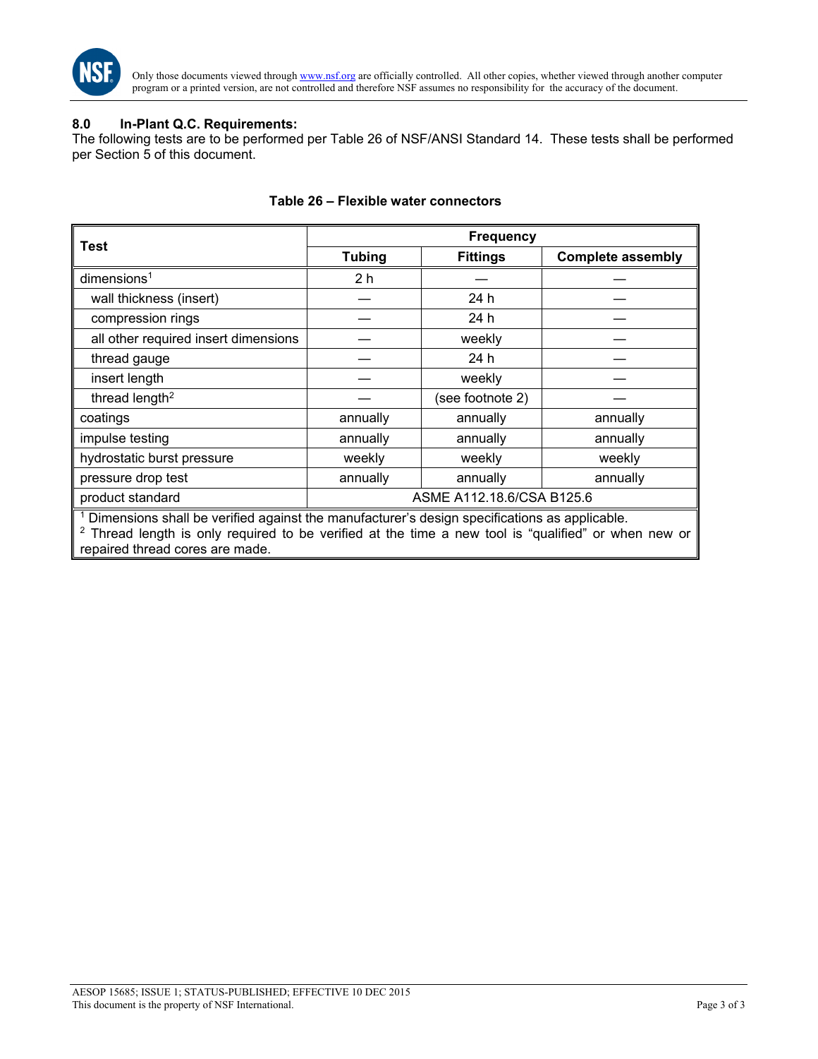## 8.0 In-Plant Q.C. Requirements:

The following tests are to be performed per Table 26 of NSF/ANSI Standard 14. These tests shall be performed per Section 5 of this document.

**Table 26 – Flexible water connectors**

| Test | Frequency | | |
|---|---|---|---|
| | Tubing | Fittings | Complete assembly |
| dimensions[1] | 2 h | — | — |
| wall thickness (insert) | — | 24 h | — |
| compression rings | — | 24 h | — |
| all other required insert dimensions | — | weekly | — |
| thread gauge | — | 24 h | — |
| insert length | — | weekly | — |
| thread length[2] | — | (see footnote 2) | — |
| coatings | annually | annually | annually |
| impulse testing | annually | annually | annually |
| hydrostatic burst pressure | weekly | weekly | weekly |
| pressure drop test | annually | annually | annually |
| product standard | ASME A112.18.6/CSA B125.6 | | |

[1] Dimensions shall be verified against the manufacturer's design specifications as applicable.
[2] Thread length is only required to be verified at the time a new tool is "qualified" or when new or repaired thread cores are made.